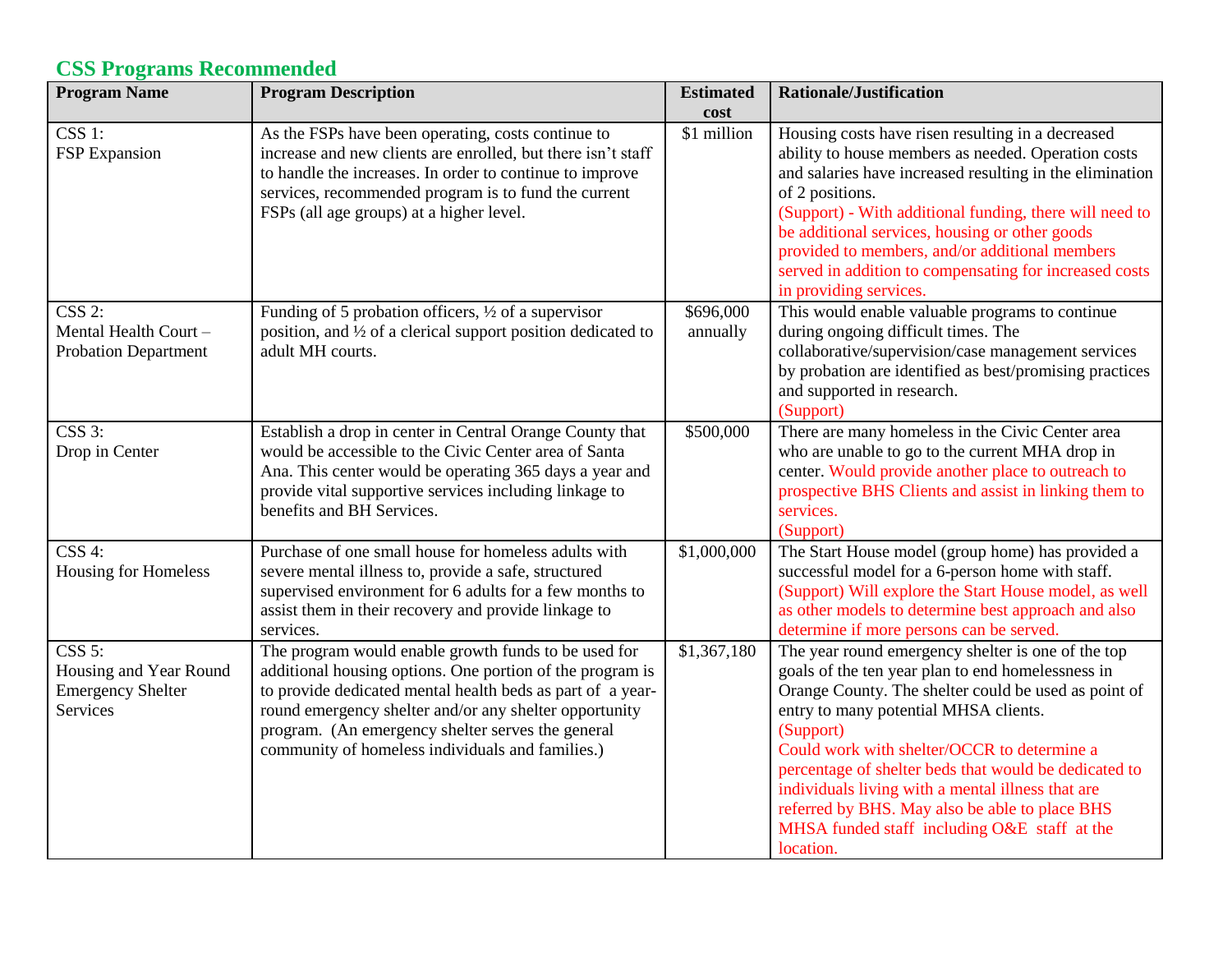## CSS Programs Recommended

| Program Name | Program Description | Estimated cost | Rationale/Justification |
|---|---|---|---|
| CSS 1: FSP Expansion | As the FSPs have been operating, costs continue to increase and new clients are enrolled, but there isn't staff to handle the increases. In order to continue to improve services, recommended program is to fund the current FSPs (all age groups) at a higher level. | $1 million | Housing costs have risen resulting in a decreased ability to house members as needed. Operation costs and salaries have increased resulting in the elimination of 2 positions. (Support) - With additional funding, there will need to be additional services, housing or other goods provided to members, and/or additional members served in addition to compensating for increased costs in providing services. |
| CSS 2: Mental Health Court – Probation Department | Funding of 5 probation officers, ½ of a supervisor position, and ½ of a clerical support position dedicated to adult MH courts. | $696,000 annually | This would enable valuable programs to continue during ongoing difficult times. The collaborative/supervision/case management services by probation are identified as best/promising practices and supported in research. (Support) |
| CSS 3: Drop in Center | Establish a drop in center in Central Orange County that would be accessible to the Civic Center area of Santa Ana. This center would be operating 365 days a year and provide vital supportive services including linkage to benefits and BH Services. | $500,000 | There are many homeless in the Civic Center area who are unable to go to the current MHA drop in center. Would provide another place to outreach to prospective BHS Clients and assist in linking them to services. (Support) |
| CSS 4: Housing for Homeless | Purchase of one small house for homeless adults with severe mental illness to, provide a safe, structured supervised environment for 6 adults for a few months to assist them in their recovery and provide linkage to services. | $1,000,000 | The Start House model (group home) has provided a successful model for a 6-person home with staff. (Support) Will explore the Start House model, as well as other models to determine best approach and also determine if more persons can be served. |
| CSS 5: Housing and Year Round Emergency Shelter Services | The program would enable growth funds to be used for additional housing options. One portion of the program is to provide dedicated mental health beds as part of a year-round emergency shelter and/or any shelter opportunity program. (An emergency shelter serves the general community of homeless individuals and families.) | $1,367,180 | The year round emergency shelter is one of the top goals of the ten year plan to end homelessness in Orange County. The shelter could be used as point of entry to many potential MHSA clients. (Support) Could work with shelter/OCCR to determine a percentage of shelter beds that would be dedicated to individuals living with a mental illness that are referred by BHS. May also be able to place BHS MHSA funded staff including O&E staff at the location. |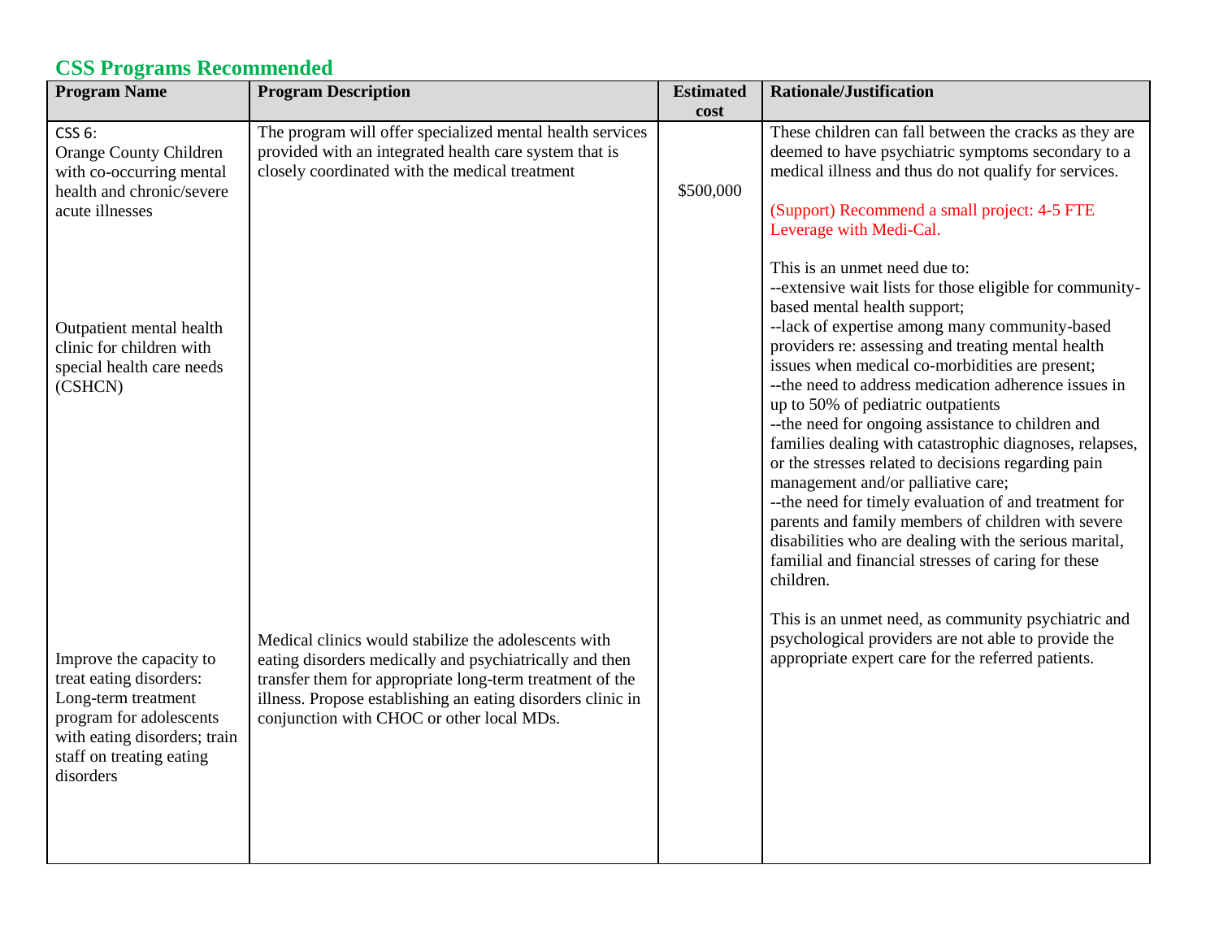## CSS Programs Recommended

| Program Name | Program Description | Estimated cost | Rationale/Justification |
|---|---|---|---|
| CSS 6: Orange County Children with co-occurring mental health and chronic/severe acute illnesses | The program will offer specialized mental health services provided with an integrated health care system that is closely coordinated with the medical treatment | $500,000 | These children can fall between the cracks as they are deemed to have psychiatric symptoms secondary to a medical illness and thus do not qualify for services.<br><br>(Support) Recommend a small project: 4-5 FTE Leverage with Medi-Cal. |
| Outpatient mental health clinic for children with special health care needs (CSHCN) | | | This is an unmet need due to:<br>--extensive wait lists for those eligible for community-based mental health support;<br>--lack of expertise among many community-based providers re: assessing and treating mental health issues when medical co-morbidities are present;<br>--the need to address medication adherence issues in up to 50% of pediatric outpatients<br>--the need for ongoing assistance to children and families dealing with catastrophic diagnoses, relapses, or the stresses related to decisions regarding pain management and/or palliative care;<br>--the need for timely evaluation of and treatment for parents and family members of children with severe disabilities who are dealing with the serious marital, familial and financial stresses of caring for these children. |
| Improve the capacity to treat eating disorders: Long-term treatment program for adolescents with eating disorders; train staff on treating eating disorders | Medical clinics would stabilize the adolescents with eating disorders medically and psychiatrically and then transfer them for appropriate long-term treatment of the illness. Propose establishing an eating disorders clinic in conjunction with CHOC or other local MDs. | | This is an unmet need, as community psychiatric and psychological providers are not able to provide the appropriate expert care for the referred patients. |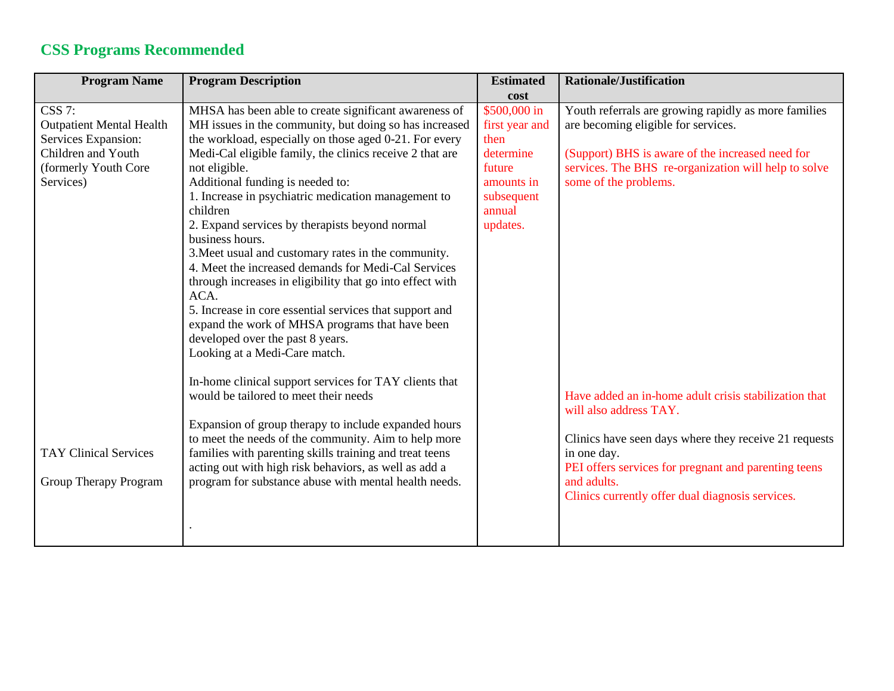## CSS Programs Recommended

| Program Name | Program Description | Estimated cost | Rationale/Justification |
|---|---|---|---|
| CSS 7: Outpatient Mental Health Services Expansion: Children and Youth (formerly Youth Core Services) | MHSA has been able to create significant awareness of MH issues in the community, but doing so has increased the workload, especially on those aged 0-21. For every Medi-Cal eligible family, the clinics receive 2 that are not eligible.<br>Additional funding is needed to:<br>1. Increase in psychiatric medication management to children<br>2. Expand services by therapists beyond normal business hours.<br>3.Meet usual and customary rates in the community.<br>4. Meet the increased demands for Medi-Cal Services through increases in eligibility that go into effect with ACA.<br>5. Increase in core essential services that support and expand the work of MHSA programs that have been developed over the past 8 years.<br>Looking at a Medi-Care match. | $500,000 in first year and then determine future amounts in subsequent annual updates. | Youth referrals are growing rapidly as more families are becoming eligible for services.<br><br>(Support) BHS is aware of the increased need for services. The BHS re-organization will help to solve some of the problems. |
| TAY Clinical Services | In-home clinical support services for TAY clients that would be tailored to meet their needs | | Have added an in-home adult crisis stabilization that will also address TAY. |
| Group Therapy Program | Expansion of group therapy to include expanded hours to meet the needs of the community. Aim to help more families with parenting skills training and treat teens acting out with high risk behaviors, as well as add a program for substance abuse with mental health needs.<br><br>. | | Clinics have seen days where they receive 21 requests in one day.<br>PEI offers services for pregnant and parenting teens and adults.<br>Clinics currently offer dual diagnosis services. |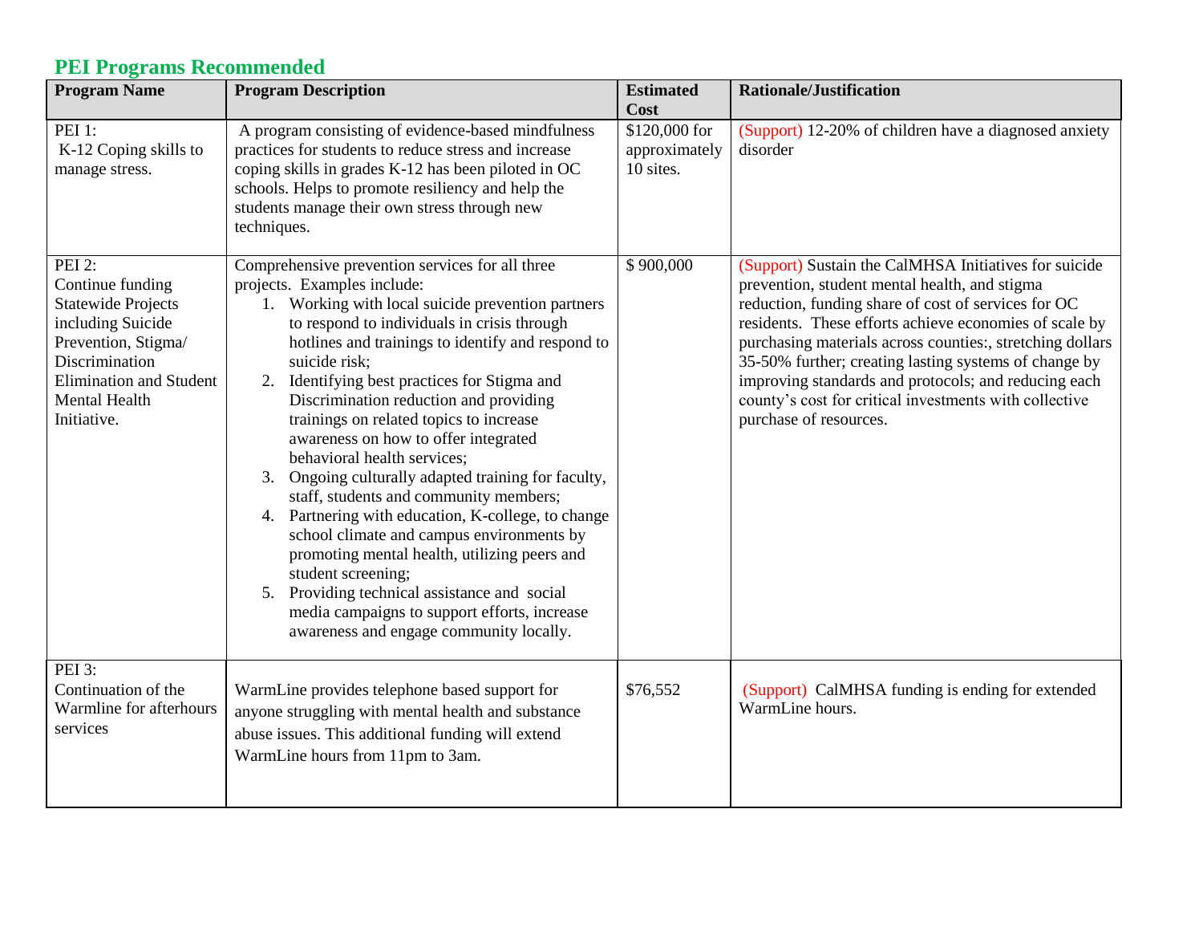## PEI Programs Recommended

| Program Name | Program Description | Estimated Cost | Rationale/Justification |
|---|---|---|---|
| PEI 1: K-12 Coping skills to manage stress. | A program consisting of evidence-based mindfulness practices for students to reduce stress and increase coping skills in grades K-12 has been piloted in OC schools. Helps to promote resiliency and help the students manage their own stress through new techniques. | $120,000 for approximately 10 sites. | (Support) 12-20% of children have a diagnosed anxiety disorder |
| PEI 2: Continue funding Statewide Projects including Suicide Prevention, Stigma/ Discrimination Elimination and Student Mental Health Initiative. | Comprehensive prevention services for all three projects. Examples include: 1. Working with local suicide prevention partners to respond to individuals in crisis through hotlines and trainings to identify and respond to suicide risk; 2. Identifying best practices for Stigma and Discrimination reduction and providing trainings on related topics to increase awareness on how to offer integrated behavioral health services; 3. Ongoing culturally adapted training for faculty, staff, students and community members; 4. Partnering with education, K-college, to change school climate and campus environments by promoting mental health, utilizing peers and student screening; 5. Providing technical assistance and social media campaigns to support efforts, increase awareness and engage community locally. | $ 900,000 | (Support) Sustain the CalMHSA Initiatives for suicide prevention, student mental health, and stigma reduction, funding share of cost of services for OC residents. These efforts achieve economies of scale by purchasing materials across counties:, stretching dollars 35-50% further; creating lasting systems of change by improving standards and protocols; and reducing each county's cost for critical investments with collective purchase of resources. |
| PEI 3: Continuation of the Warmline for afterhours services | WarmLine provides telephone based support for anyone struggling with mental health and substance abuse issues. This additional funding will extend WarmLine hours from 11pm to 3am. | $76,552 | (Support) CalMHSA funding is ending for extended WarmLine hours. |